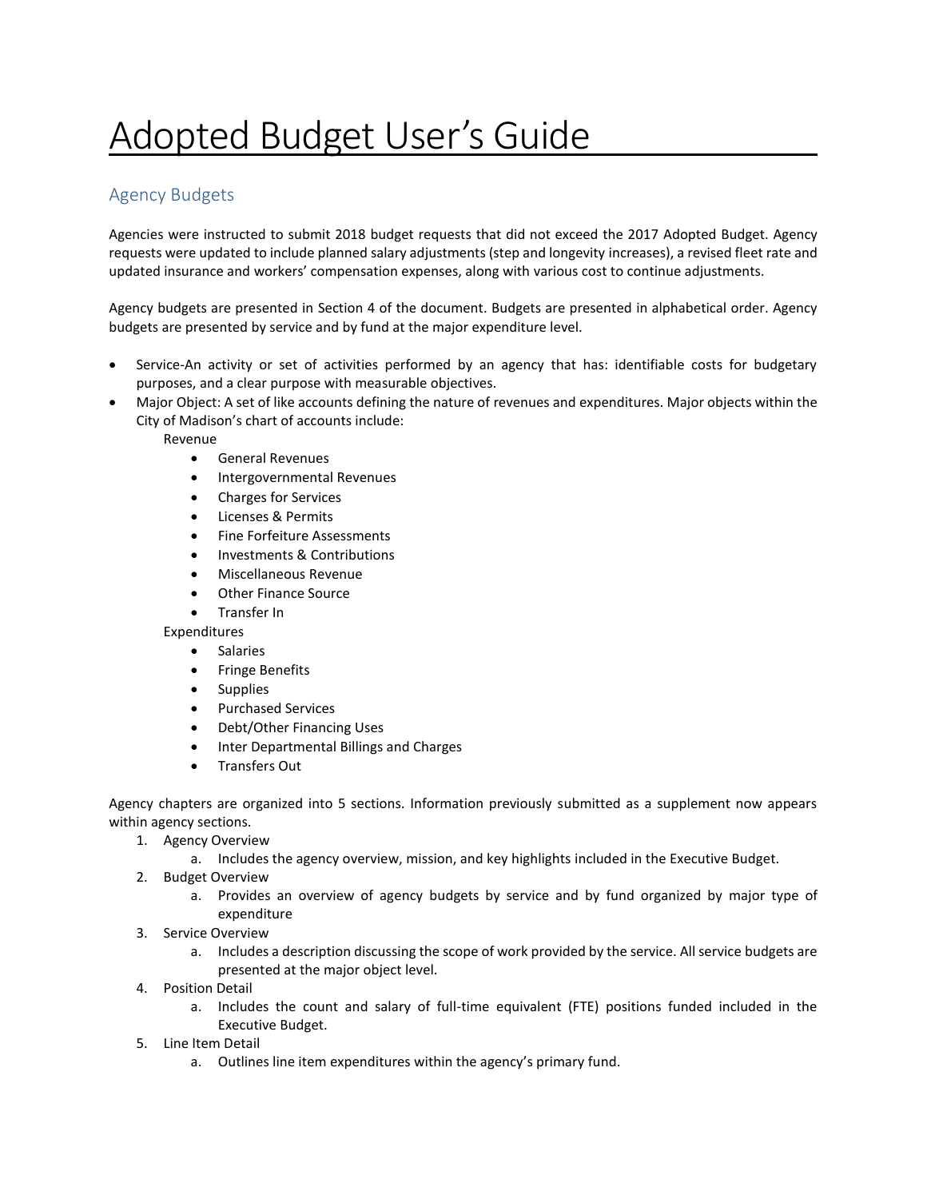# Adopted Budget User's Guide

## Agency Budgets

Agencies were instructed to submit 2018 budget requests that did not exceed the 2017 Adopted Budget. Agency requests were updated to include planned salary adjustments (step and longevity increases), a revised fleet rate and updated insurance and workers' compensation expenses, along with various cost to continue adjustments.

Agency budgets are presented in Section 4 of the document. Budgets are presented in alphabetical order. Agency budgets are presented by service and by fund at the major expenditure level.

- Service-An activity or set of activities performed by an agency that has: identifiable costs for budgetary purposes, and a clear purpose with measurable objectives.
- Major Object: A set of like accounts defining the nature of revenues and expenditures. Major objects within the City of Madison's chart of accounts include:

  Revenue
  - General Revenues
  - Intergovernmental Revenues
  - Charges for Services
  - Licenses & Permits
  - Fine Forfeiture Assessments
  - Investments & Contributions
  - Miscellaneous Revenue
  - Other Finance Source
  - Transfer In

  Expenditures
  - Salaries
  - Fringe Benefits
  - Supplies
  - Purchased Services
  - Debt/Other Financing Uses
  - Inter Departmental Billings and Charges
  - Transfers Out

Agency chapters are organized into 5 sections. Information previously submitted as a supplement now appears within agency sections.

1. Agency Overview
   a. Includes the agency overview, mission, and key highlights included in the Executive Budget.
2. Budget Overview
   a. Provides an overview of agency budgets by service and by fund organized by major type of expenditure
3. Service Overview
   a. Includes a description discussing the scope of work provided by the service. All service budgets are presented at the major object level.
4. Position Detail
   a. Includes the count and salary of full-time equivalent (FTE) positions funded included in the Executive Budget.
5. Line Item Detail
   a. Outlines line item expenditures within the agency's primary fund.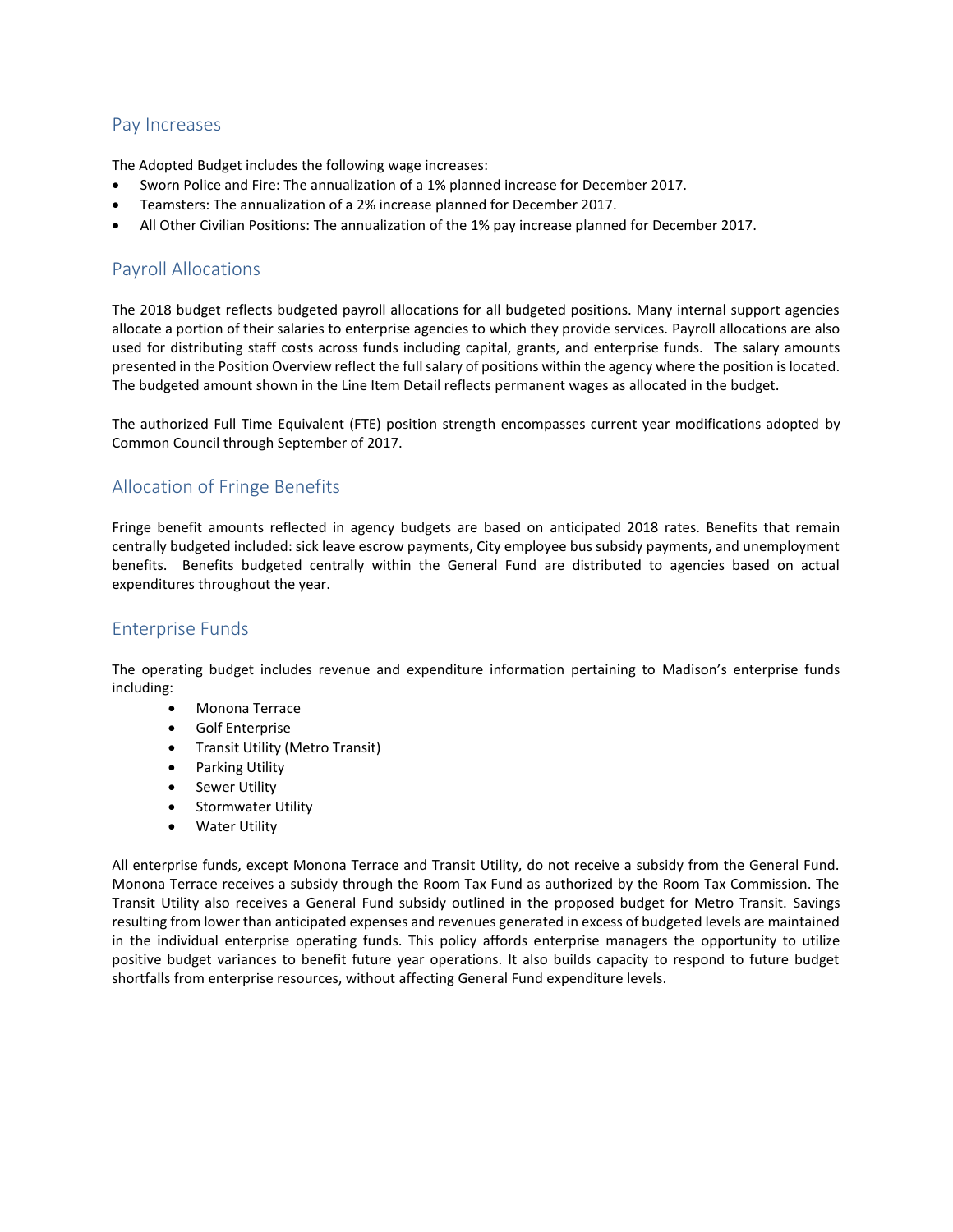## Pay Increases

The Adopted Budget includes the following wage increases:

- Sworn Police and Fire: The annualization of a 1% planned increase for December 2017.
- Teamsters: The annualization of a 2% increase planned for December 2017.
- All Other Civilian Positions: The annualization of the 1% pay increase planned for December 2017.

## Payroll Allocations

The 2018 budget reflects budgeted payroll allocations for all budgeted positions. Many internal support agencies allocate a portion of their salaries to enterprise agencies to which they provide services. Payroll allocations are also used for distributing staff costs across funds including capital, grants, and enterprise funds. The salary amounts presented in the Position Overview reflect the full salary of positions within the agency where the position is located. The budgeted amount shown in the Line Item Detail reflects permanent wages as allocated in the budget.

The authorized Full Time Equivalent (FTE) position strength encompasses current year modifications adopted by Common Council through September of 2017.

## Allocation of Fringe Benefits

Fringe benefit amounts reflected in agency budgets are based on anticipated 2018 rates. Benefits that remain centrally budgeted included: sick leave escrow payments, City employee bus subsidy payments, and unemployment benefits. Benefits budgeted centrally within the General Fund are distributed to agencies based on actual expenditures throughout the year.

## Enterprise Funds

The operating budget includes revenue and expenditure information pertaining to Madison's enterprise funds including:

- Monona Terrace
- Golf Enterprise
- Transit Utility (Metro Transit)
- Parking Utility
- Sewer Utility
- Stormwater Utility
- Water Utility

All enterprise funds, except Monona Terrace and Transit Utility, do not receive a subsidy from the General Fund. Monona Terrace receives a subsidy through the Room Tax Fund as authorized by the Room Tax Commission. The Transit Utility also receives a General Fund subsidy outlined in the proposed budget for Metro Transit. Savings resulting from lower than anticipated expenses and revenues generated in excess of budgeted levels are maintained in the individual enterprise operating funds. This policy affords enterprise managers the opportunity to utilize positive budget variances to benefit future year operations. It also builds capacity to respond to future budget shortfalls from enterprise resources, without affecting General Fund expenditure levels.